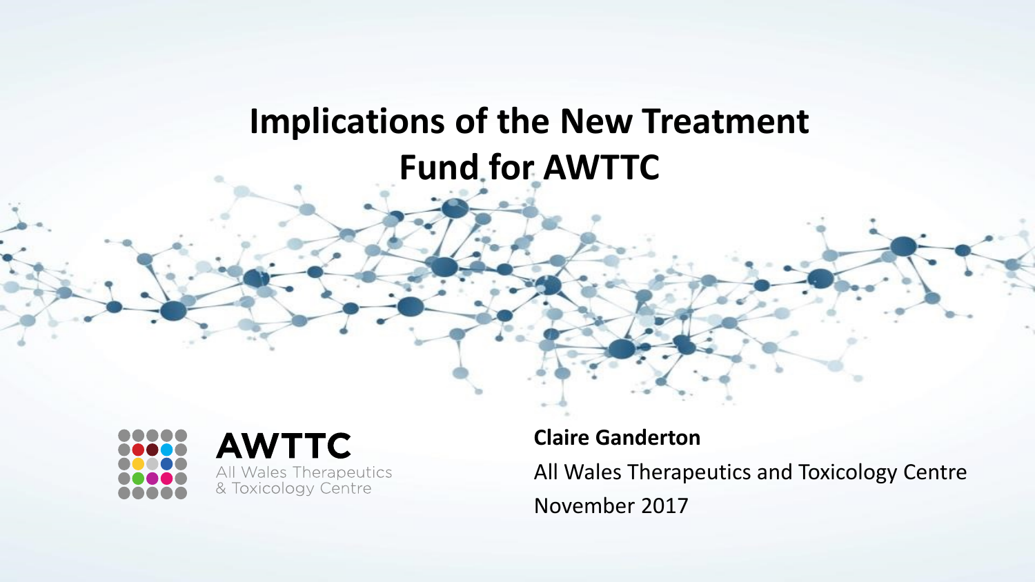# Implications of the New Treatment Fund for AWTTC

AWTTC
All Wales Therapeutics & Toxicology Centre

**Claire Ganderton**

All Wales Therapeutics and Toxicology Centre

November 2017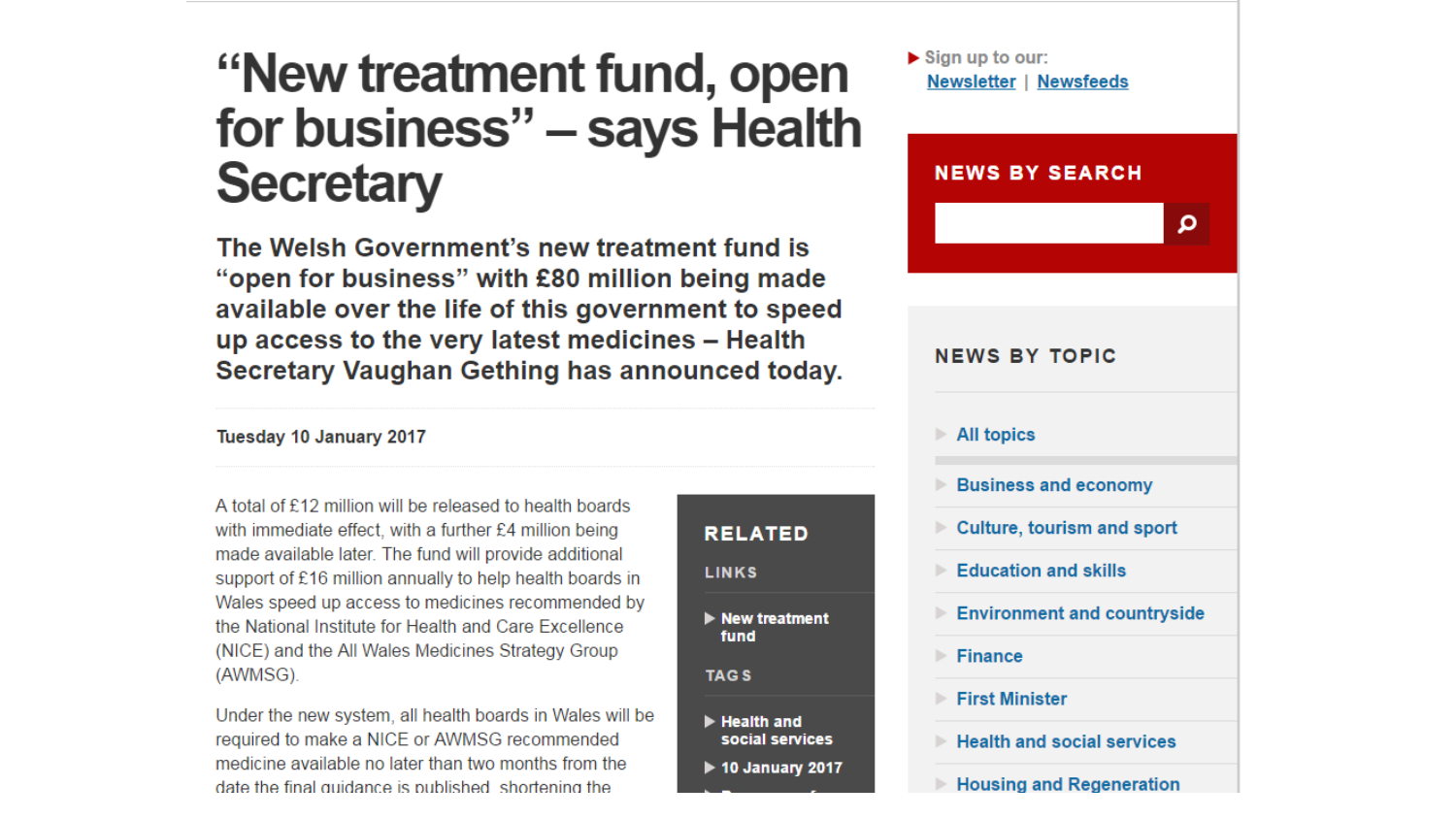# "New treatment fund, open for business" – says Health Secretary

**The Welsh Government's new treatment fund is "open for business" with £80 million being made available over the life of this government to speed up access to the very latest medicines – Health Secretary Vaughan Gething has announced today.**

Tuesday 10 January 2017

A total of £12 million will be released to health boards with immediate effect, with a further £4 million being made available later. The fund will provide additional support of £16 million annually to help health boards in Wales speed up access to medicines recommended by the National Institute for Health and Care Excellence (NICE) and the All Wales Medicines Strategy Group (AWMSG).

Under the new system, all health boards in Wales will be required to make a NICE or AWMSG recommended medicine available no later than two months from the date the final guidance is published, shortening the

**RELATED**

LINKS

- New treatment fund

TAGS

- Health and social services
- 10 January 2017

Sign up to our: Newsletter | Newsfeeds

**NEWS BY SEARCH**

**NEWS BY TOPIC**

- All topics
- Business and economy
- Culture, tourism and sport
- Education and skills
- Environment and countryside
- Finance
- First Minister
- Health and social services
- Housing and Regeneration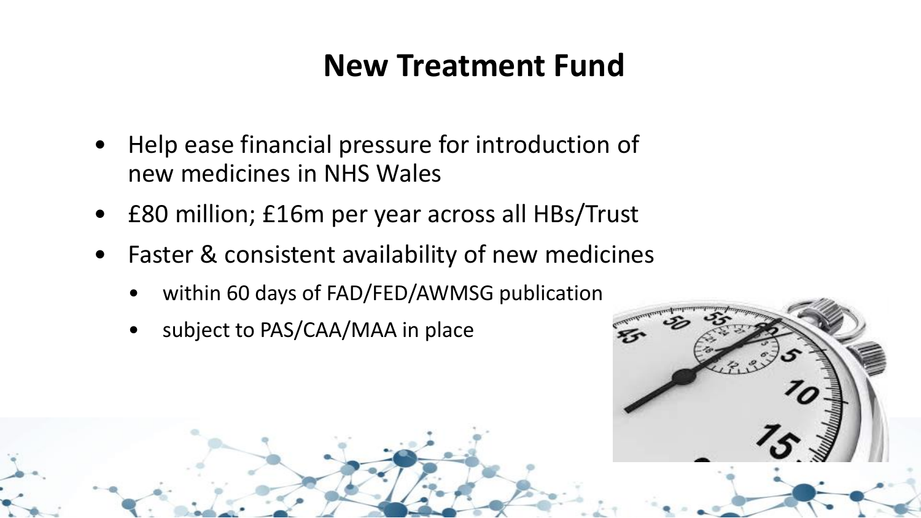# New Treatment Fund

- Help ease financial pressure for introduction of new medicines in NHS Wales
- £80 million; £16m per year across all HBs/Trust
- Faster & consistent availability of new medicines
  - within 60 days of FAD/FED/AWMSG publication
  - subject to PAS/CAA/MAA in place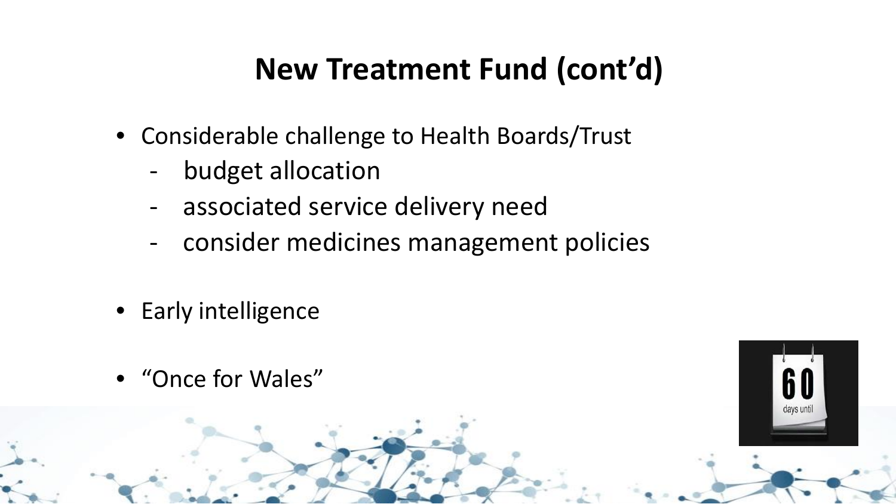# New Treatment Fund (cont'd)

- Considerable challenge to Health Boards/Trust
  - budget allocation
  - associated service delivery need
  - consider medicines management policies
- Early intelligence
- "Once for Wales"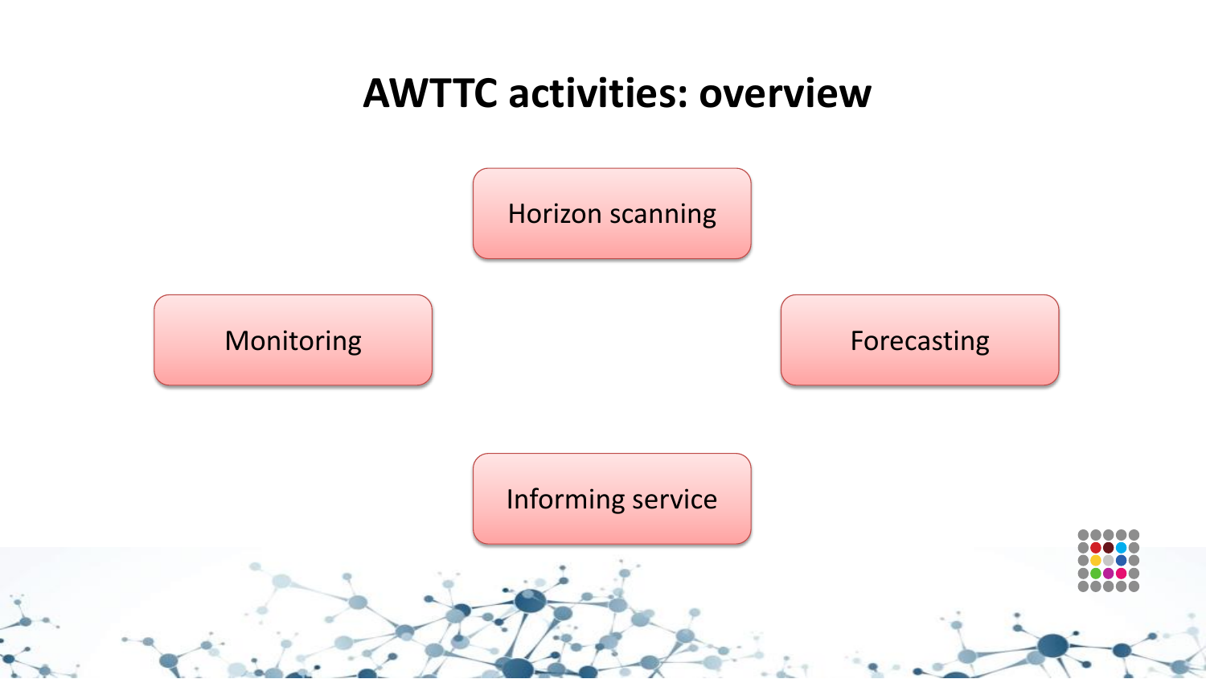# AWTTC activities: overview

- Horizon scanning
- Monitoring
- Forecasting
- Informing service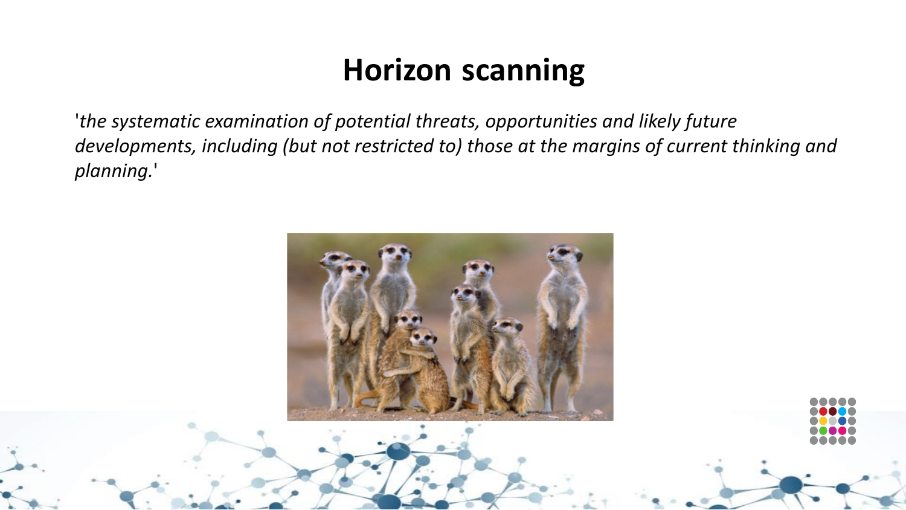# Horizon scanning

'*the systematic examination of potential threats, opportunities and likely future developments, including (but not restricted to) those at the margins of current thinking and planning.*'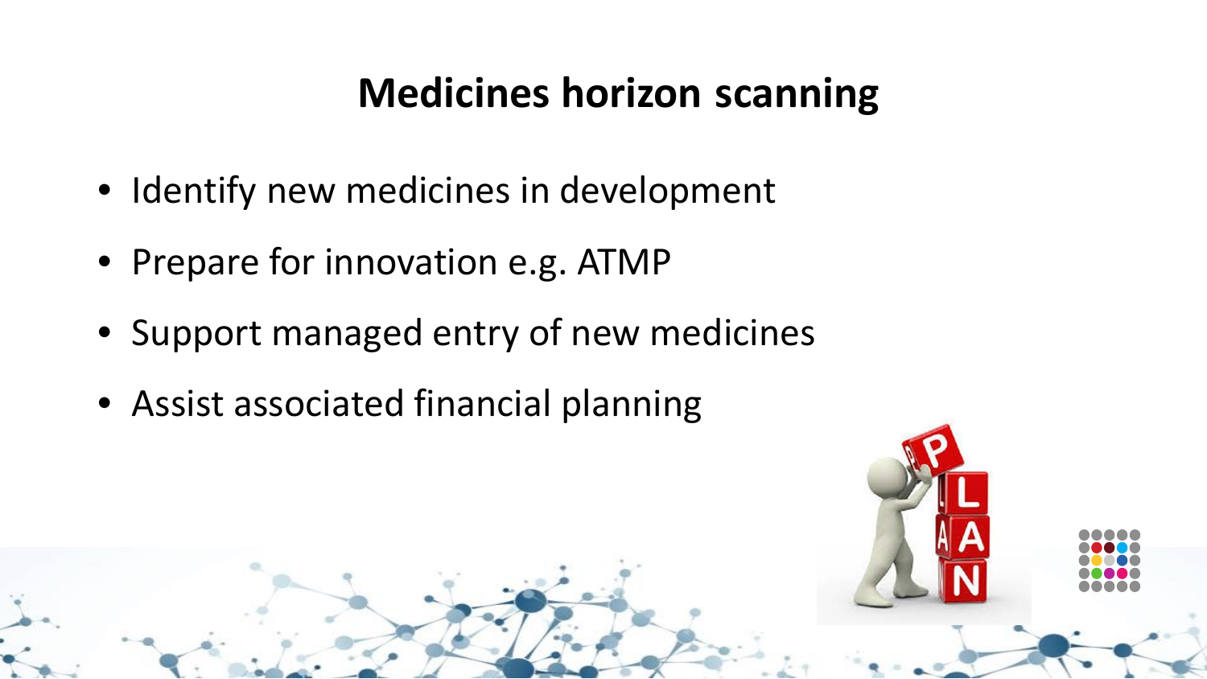# Medicines horizon scanning

- Identify new medicines in development
- Prepare for innovation e.g. ATMP
- Support managed entry of new medicines
- Assist associated financial planning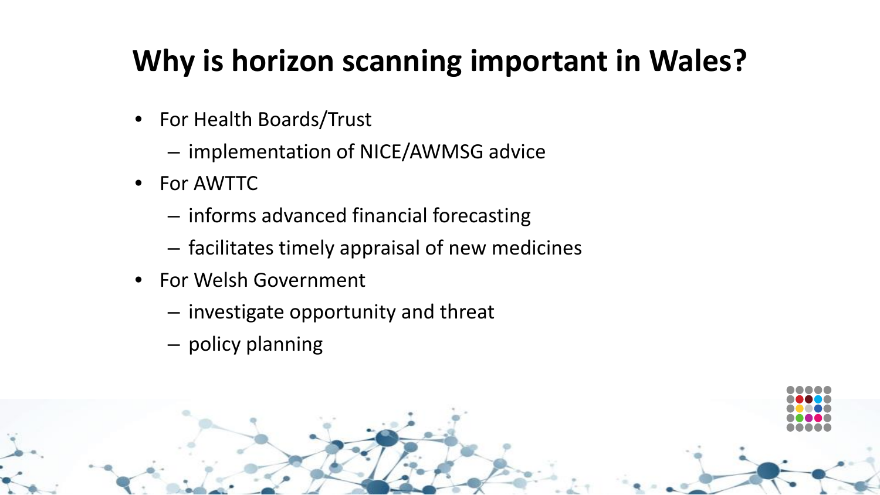# Why is horizon scanning important in Wales?

- For Health Boards/Trust
  - implementation of NICE/AWMSG advice
- For AWTTC
  - informs advanced financial forecasting
  - facilitates timely appraisal of new medicines
- For Welsh Government
  - investigate opportunity and threat
  - policy planning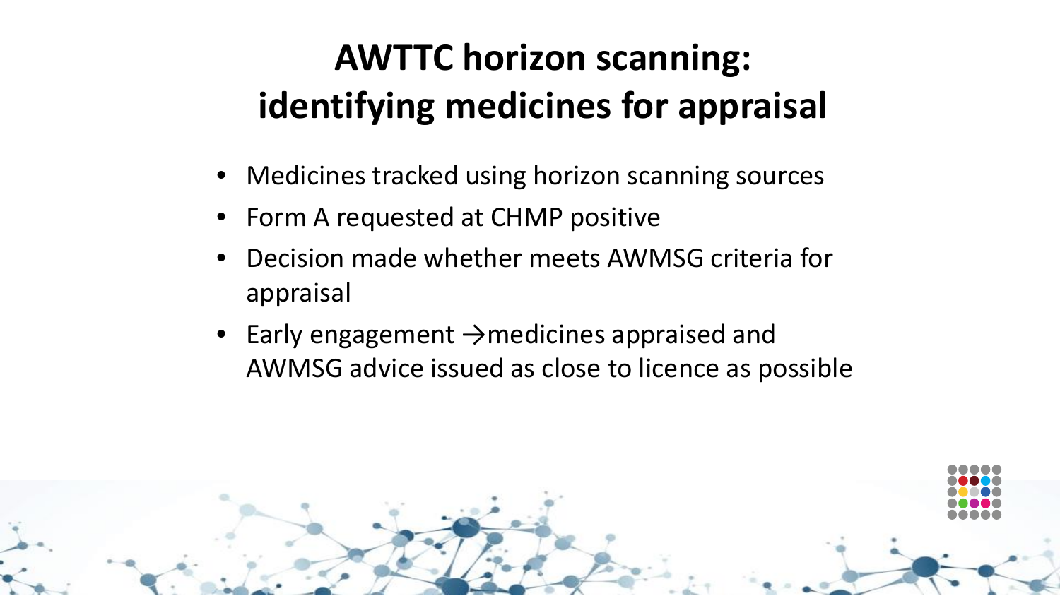# AWTTC horizon scanning: identifying medicines for appraisal

- Medicines tracked using horizon scanning sources
- Form A requested at CHMP positive
- Decision made whether meets AWMSG criteria for appraisal
- Early engagement →medicines appraised and AWMSG advice issued as close to licence as possible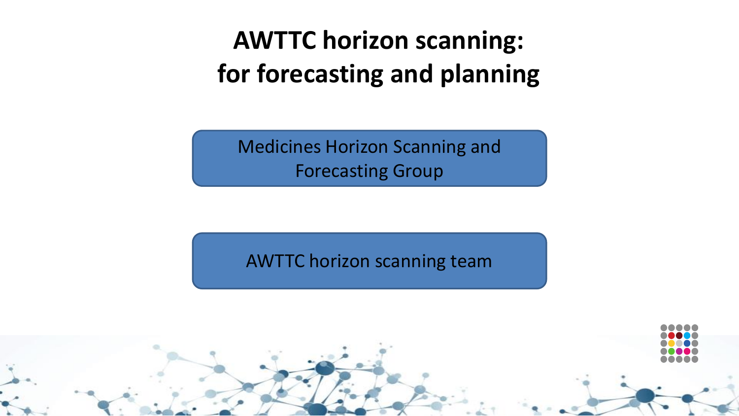# AWTTC horizon scanning:
# for forecasting and planning

Medicines Horizon Scanning and Forecasting Group

AWTTC horizon scanning team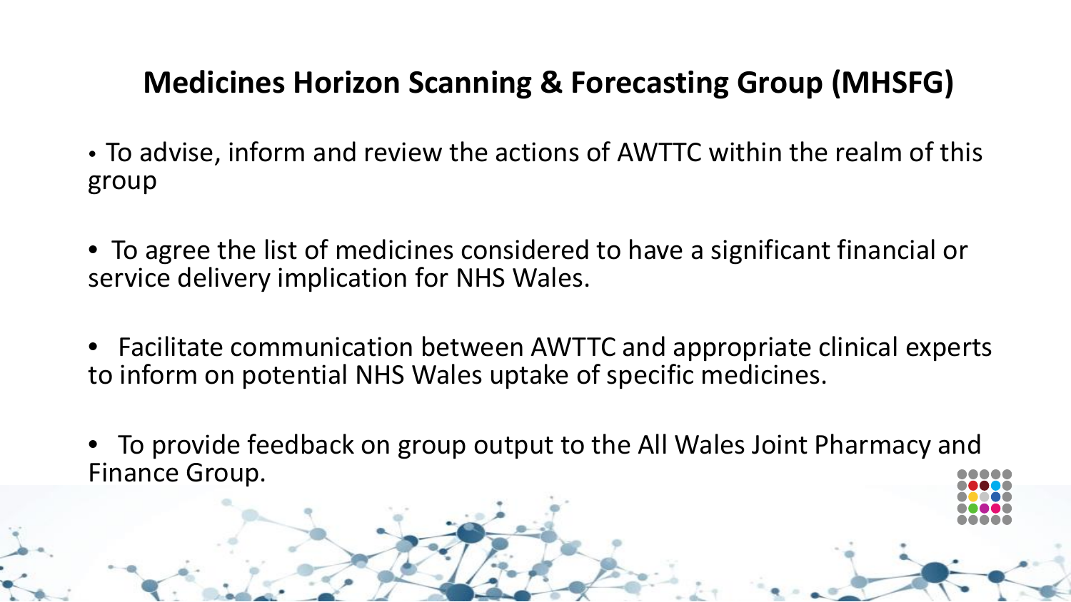# Medicines Horizon Scanning & Forecasting Group (MHSFG)

- To advise, inform and review the actions of AWTTC within the realm of this group
- To agree the list of medicines considered to have a significant financial or service delivery implication for NHS Wales.
- Facilitate communication between AWTTC and appropriate clinical experts to inform on potential NHS Wales uptake of specific medicines.
- To provide feedback on group output to the All Wales Joint Pharmacy and Finance Group.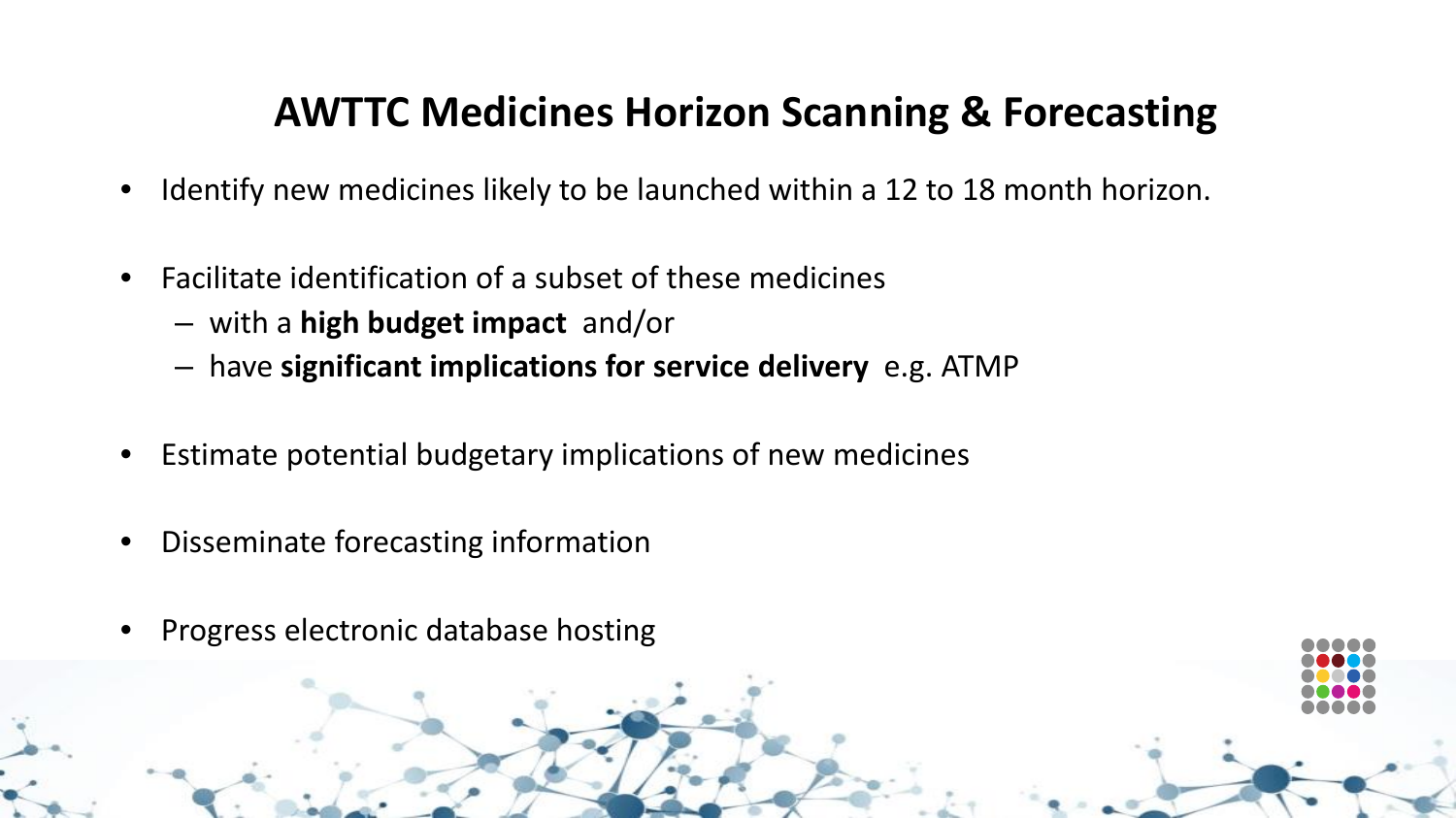# AWTTC Medicines Horizon Scanning & Forecasting

- Identify new medicines likely to be launched within a 12 to 18 month horizon.
- Facilitate identification of a subset of these medicines
  - with a **high budget impact** and/or
  - have **significant implications for service delivery** e.g. ATMP
- Estimate potential budgetary implications of new medicines
- Disseminate forecasting information
- Progress electronic database hosting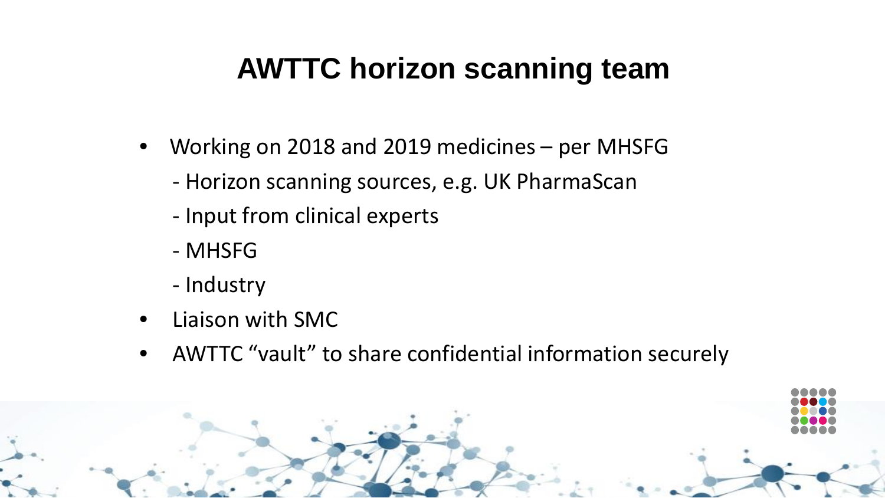# AWTTC horizon scanning team

- Working on 2018 and 2019 medicines – per MHSFG
  - Horizon scanning sources, e.g. UK PharmaScan
  - Input from clinical experts
  - MHSFG
  - Industry
- Liaison with SMC
- AWTTC "vault" to share confidential information securely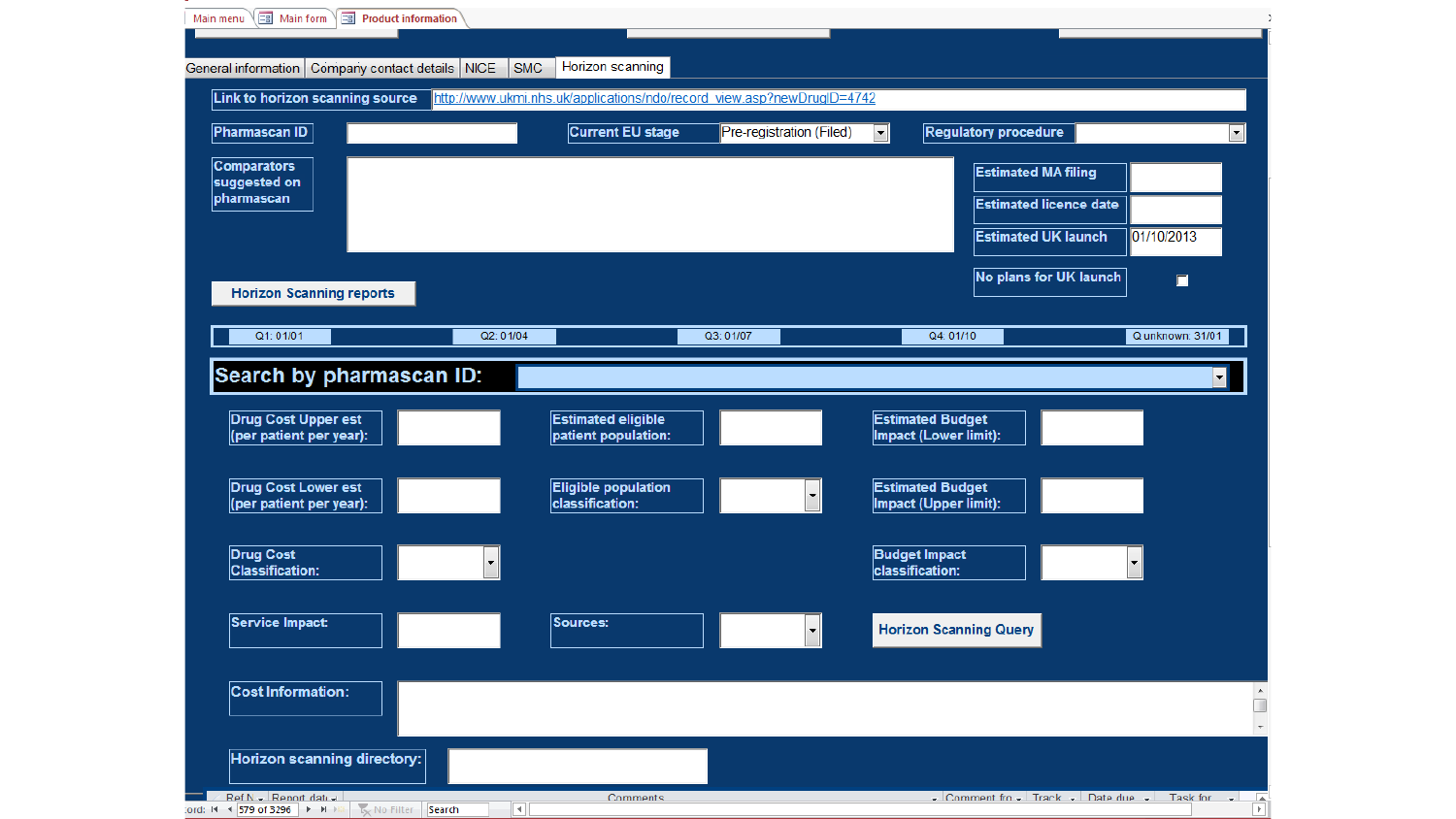Main menu | Main form | Product information

General information | Company contact details | NICE | SMC | Horizon scanning

**Link to horizon scanning source**: http://www.ukmi.nhs.uk/applications/ndo/record_view.asp?newDrugID=4742

**Pharmascan ID**:

**Current EU stage**: Pre-registration (Filed)

**Regulatory procedure**:

**Comparators suggested on pharmascan**:

**Estimated MA filing**:

**Estimated licence date**:

**Estimated UK launch**: 01/10/2013

**No plans for UK launch**

**Horizon Scanning reports**

Q1: 01/01 | Q2: 01/04 | Q3: 01/07 | Q4: 01/10 | Q unknown: 31/01

**Search by pharmascan ID:**

| | | | | | |
|---|---|---|---|---|---|
| Drug Cost Upper est (per patient per year): | | Estimated eligible patient population: | | Estimated Budget Impact (Lower limit): | |
| Drug Cost Lower est (per patient per year): | | Eligible population classification: | | Estimated Budget Impact (Upper limit): | |
| Drug Cost Classification: | | | | Budget Impact classification: | |
| Service Impact: | | Sources: | | Horizon Scanning Query | |

**Cost Information:**

**Horizon scanning directory:**

Ref N | Report date | Comments | Comment fro | Track | Date due | Task for

Record: 579 of 3296 | No Filter | Search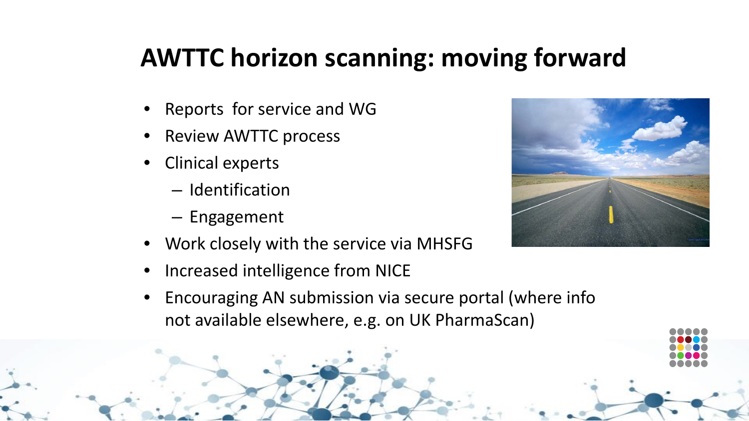# AWTTC horizon scanning: moving forward

- Reports  for service and WG
- Review AWTTC process
- Clinical experts
  - Identification
  - Engagement
- Work closely with the service via MHSFG
- Increased intelligence from NICE
- Encouraging AN submission via secure portal (where info not available elsewhere, e.g. on UK PharmaScan)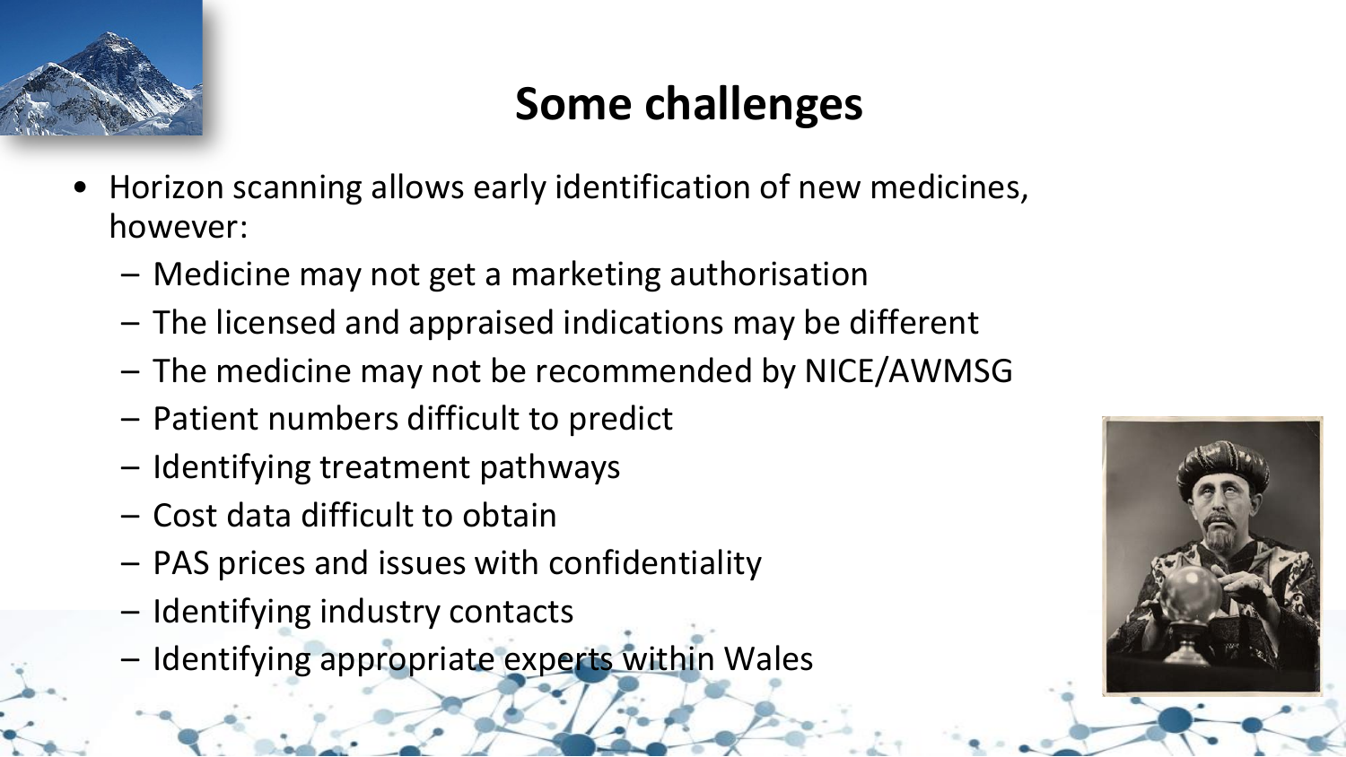# Some challenges

- Horizon scanning allows early identification of new medicines, however:
  - Medicine may not get a marketing authorisation
  - The licensed and appraised indications may be different
  - The medicine may not be recommended by NICE/AWMSG
  - Patient numbers difficult to predict
  - Identifying treatment pathways
  - Cost data difficult to obtain
  - PAS prices and issues with confidentiality
  - Identifying industry contacts
  - Identifying appropriate experts within Wales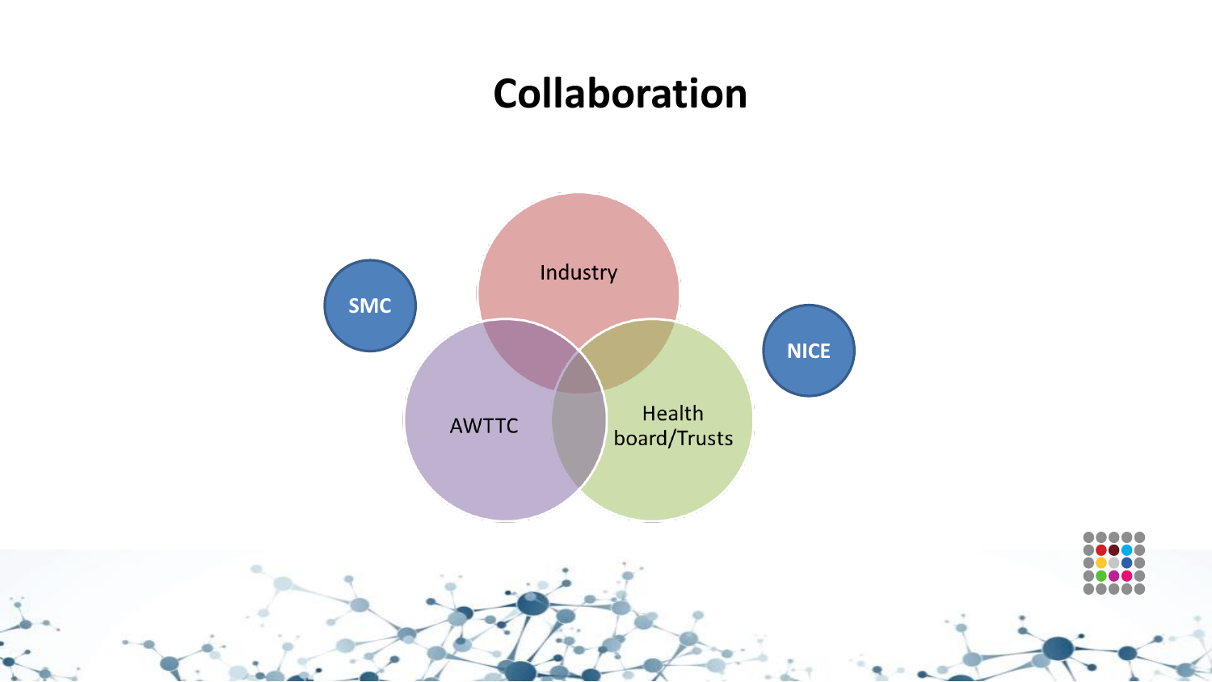# Collaboration

SMC

Industry

NICE

AWTTC

Health board/Trusts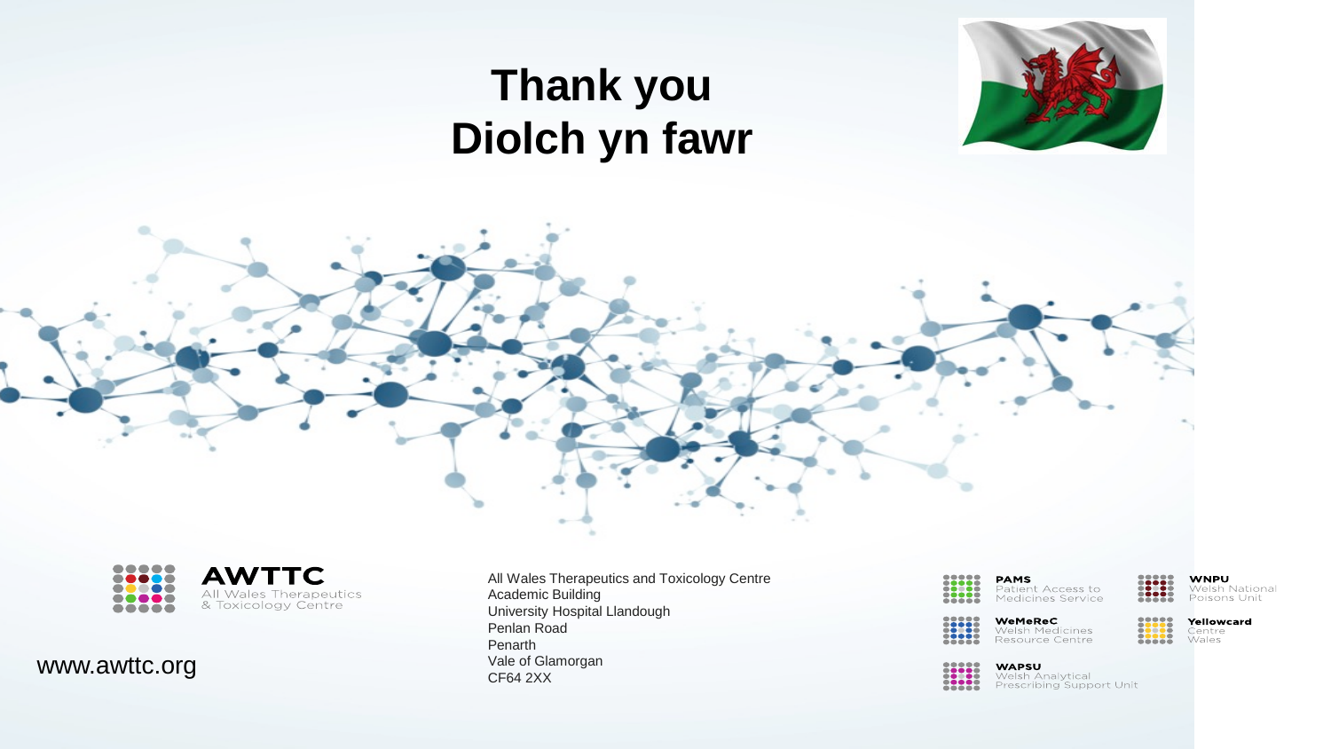# Thank you
# Diolch yn fawr

**AWTTC**
All Wales Therapeutics & Toxicology Centre

www.awttc.org

All Wales Therapeutics and Toxicology Centre
Academic Building
University Hospital Llandough
Penlan Road
Penarth
Vale of Glamorgan
CF64 2XX

**PAMS**
Patient Access to Medicines Service

**WNPU**
Welsh National Poisons Unit

**WeMeReC**
Welsh Medicines Resource Centre

**Yellowcard**
Centre Wales

**WAPSU**
Welsh Analytical Prescribing Support Unit